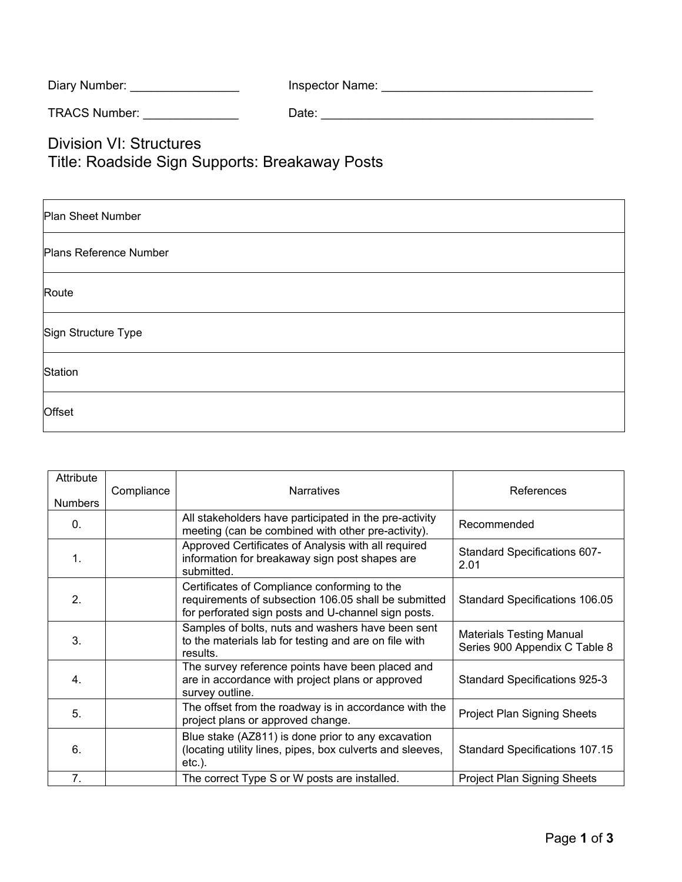Diary Number: ________________ Inspector Name: _______________________________

TRACS Number: ______________ Date: _________________________________________

# Division VI: Structures
# Title: Roadside Sign Supports: Breakaway Posts

| Plan Sheet Number |
|---|
| Plans Reference Number |
| Route |
| Sign Structure Type |
| Station |
| Offset |

| Attribute Numbers | Compliance | Narratives | References |
|---|---|---|---|
| 0. | | All stakeholders have participated in the pre-activity meeting (can be combined with other pre-activity). | Recommended |
| 1. | | Approved Certificates of Analysis with all required information for breakaway sign post shapes are submitted. | Standard Specifications 607-2.01 |
| 2. | | Certificates of Compliance conforming to the requirements of subsection 106.05 shall be submitted for perforated sign posts and U-channel sign posts. | Standard Specifications 106.05 |
| 3. | | Samples of bolts, nuts and washers have been sent to the materials lab for testing and are on file with results. | Materials Testing Manual Series 900 Appendix C Table 8 |
| 4. | | The survey reference points have been placed and are in accordance with project plans or approved survey outline. | Standard Specifications 925-3 |
| 5. | | The offset from the roadway is in accordance with the project plans or approved change. | Project Plan Signing Sheets |
| 6. | | Blue stake (AZ811) is done prior to any excavation (locating utility lines, pipes, box culverts and sleeves, etc.). | Standard Specifications 107.15 |
| 7. | | The correct Type S or W posts are installed. | Project Plan Signing Sheets |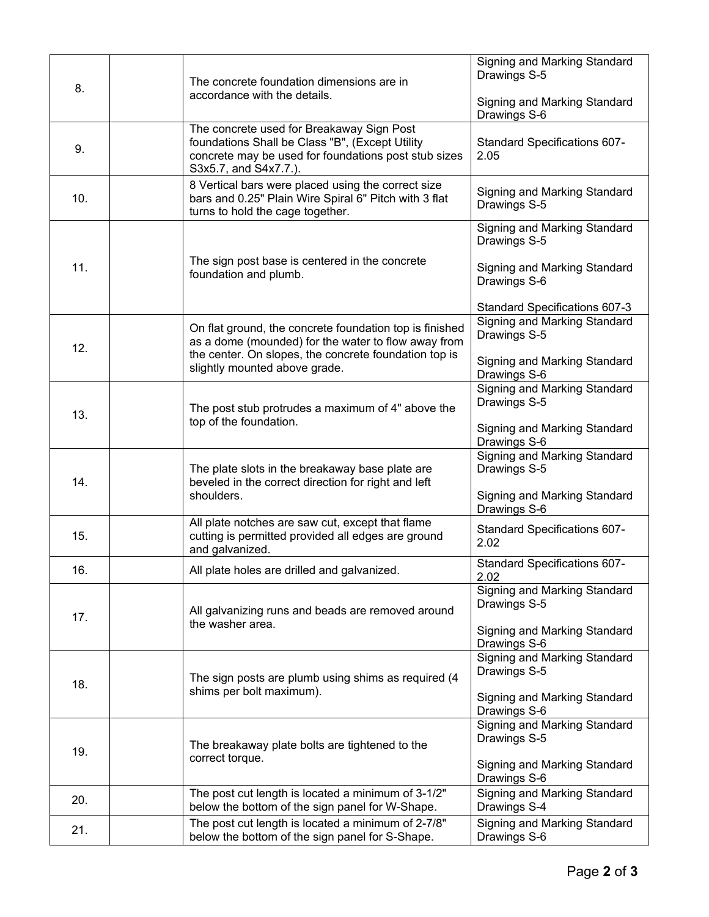| | | | |
|---|---|---|---|
| 8. | | The concrete foundation dimensions are in accordance with the details. | Signing and Marking Standard Drawings S-5<br><br>Signing and Marking Standard Drawings S-6 |
| 9. | | The concrete used for Breakaway Sign Post foundations Shall be Class "B", (Except Utility concrete may be used for foundations post stub sizes S3x5.7, and S4x7.7.). | Standard Specifications 607-2.05 |
| 10. | | 8 Vertical bars were placed using the correct size bars and 0.25" Plain Wire Spiral 6" Pitch with 3 flat turns to hold the cage together. | Signing and Marking Standard Drawings S-5 |
| 11. | | The sign post base is centered in the concrete foundation and plumb. | Signing and Marking Standard Drawings S-5<br><br>Signing and Marking Standard Drawings S-6<br><br>Standard Specifications 607-3 |
| 12. | | On flat ground, the concrete foundation top is finished as a dome (mounded) for the water to flow away from the center. On slopes, the concrete foundation top is slightly mounted above grade. | Signing and Marking Standard Drawings S-5<br><br>Signing and Marking Standard Drawings S-6 |
| 13. | | The post stub protrudes a maximum of 4" above the top of the foundation. | Signing and Marking Standard Drawings S-5<br><br>Signing and Marking Standard Drawings S-6 |
| 14. | | The plate slots in the breakaway base plate are beveled in the correct direction for right and left shoulders. | Signing and Marking Standard Drawings S-5<br><br>Signing and Marking Standard Drawings S-6 |
| 15. | | All plate notches are saw cut, except that flame cutting is permitted provided all edges are ground and galvanized. | Standard Specifications 607-2.02 |
| 16. | | All plate holes are drilled and galvanized. | Standard Specifications 607-2.02 |
| 17. | | All galvanizing runs and beads are removed around the washer area. | Signing and Marking Standard Drawings S-5<br><br>Signing and Marking Standard Drawings S-6 |
| 18. | | The sign posts are plumb using shims as required (4 shims per bolt maximum). | Signing and Marking Standard Drawings S-5<br><br>Signing and Marking Standard Drawings S-6 |
| 19. | | The breakaway plate bolts are tightened to the correct torque. | Signing and Marking Standard Drawings S-5<br><br>Signing and Marking Standard Drawings S-6 |
| 20. | | The post cut length is located a minimum of 3-1/2" below the bottom of the sign panel for W-Shape. | Signing and Marking Standard Drawings S-4 |
| 21. | | The post cut length is located a minimum of 2-7/8" below the bottom of the sign panel for S-Shape. | Signing and Marking Standard Drawings S-6 |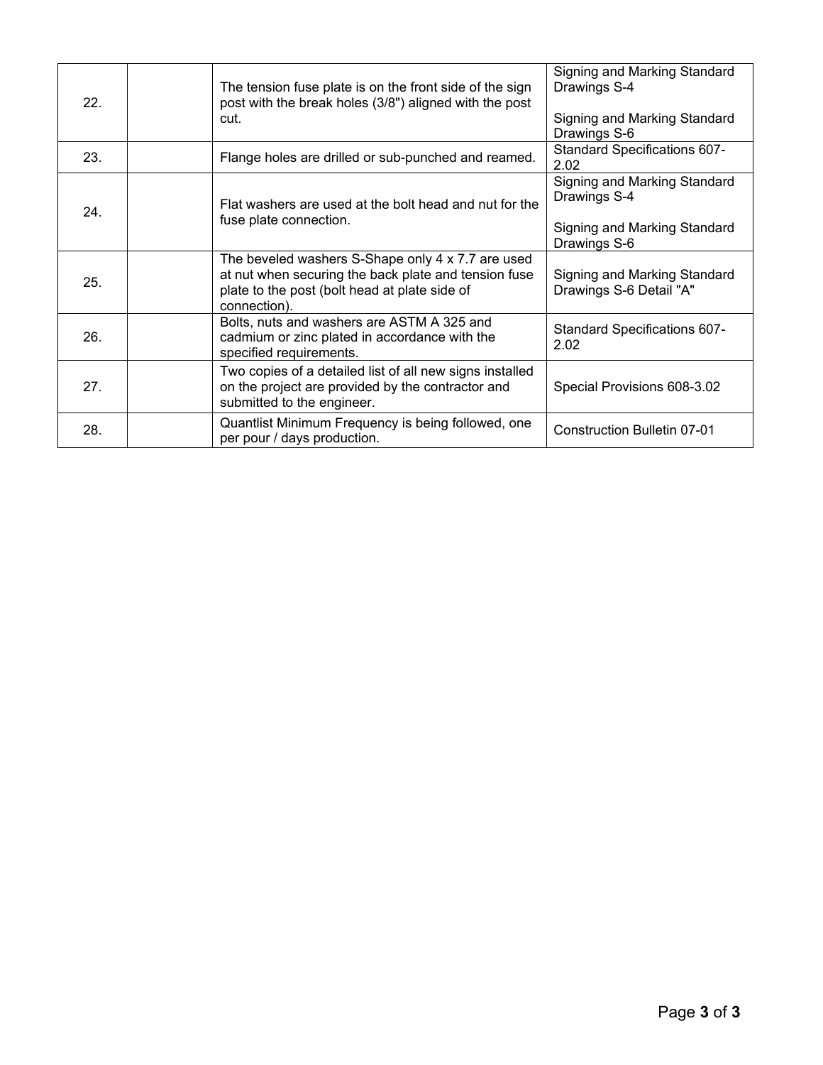| | | | |
|---|---|---|---|
| 22. | | The tension fuse plate is on the front side of the sign post with the break holes (3/8") aligned with the post cut. | Signing and Marking Standard Drawings S-4<br><br>Signing and Marking Standard Drawings S-6 |
| 23. | | Flange holes are drilled or sub-punched and reamed. | Standard Specifications 607-2.02 |
| 24. | | Flat washers are used at the bolt head and nut for the fuse plate connection. | Signing and Marking Standard Drawings S-4<br><br>Signing and Marking Standard Drawings S-6 |
| 25. | | The beveled washers S-Shape only 4 x 7.7 are used at nut when securing the back plate and tension fuse plate to the post (bolt head at plate side of connection). | Signing and Marking Standard Drawings S-6 Detail "A" |
| 26. | | Bolts, nuts and washers are ASTM A 325 and cadmium or zinc plated in accordance with the specified requirements. | Standard Specifications 607-2.02 |
| 27. | | Two copies of a detailed list of all new signs installed on the project are provided by the contractor and submitted to the engineer. | Special Provisions 608-3.02 |
| 28. | | Quantlist Minimum Frequency is being followed, one per pour / days production. | Construction Bulletin 07-01 |